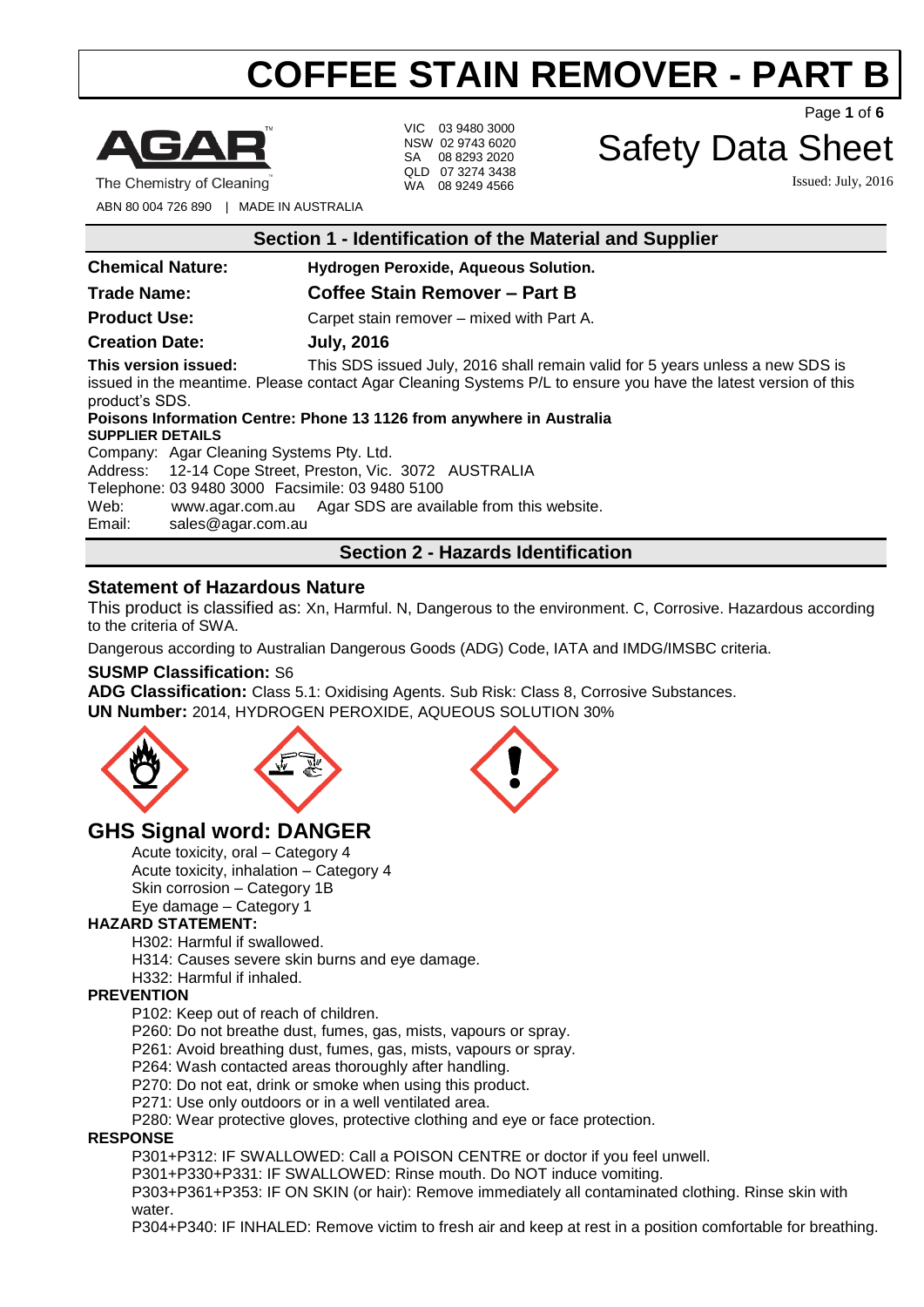# COFFEE STAIN REMOVER - PART B

AGAR
The Chemistry of Cleaning™

ABN 80 004 726 890 | MADE IN AUSTRALIA

VIC 03 9480 3000
NSW 02 9743 6020
SA 08 8293 2020
QLD 07 3274 3438
WA 08 9249 4566

# Safety Data Sheet

Issued: July, 2016

## Section 1 - Identification of the Material and Supplier

**Chemical Nature:** **Hydrogen Peroxide, Aqueous Solution.**

**Trade Name:** **Coffee Stain Remover – Part B**

**Product Use:** Carpet stain remover – mixed with Part A.

**Creation Date:** **July, 2016**

**This version issued:** This SDS issued July, 2016 shall remain valid for 5 years unless a new SDS is issued in the meantime. Please contact Agar Cleaning Systems P/L to ensure you have the latest version of this product's SDS.

**Poisons Information Centre: Phone 13 1126 from anywhere in Australia**

**SUPPLIER DETAILS**

Company: Agar Cleaning Systems Pty. Ltd.
Address: 12-14 Cope Street, Preston, Vic. 3072 AUSTRALIA
Telephone: 03 9480 3000 Facsimile: 03 9480 5100
Web: www.agar.com.au Agar SDS are available from this website.
Email: sales@agar.com.au

## Section 2 - Hazards Identification

### Statement of Hazardous Nature

This product is classified as: Xn, Harmful. N, Dangerous to the environment. C, Corrosive. Hazardous according to the criteria of SWA.

Dangerous according to Australian Dangerous Goods (ADG) Code, IATA and IMDG/IMSBC criteria.

**SUSMP Classification:** S6

**ADG Classification:** Class 5.1: Oxidising Agents. Sub Risk: Class 8, Corrosive Substances.

**UN Number:** 2014, HYDROGEN PEROXIDE, AQUEOUS SOLUTION 30%

## GHS Signal word: DANGER

Acute toxicity, oral – Category 4
Acute toxicity, inhalation – Category 4
Skin corrosion – Category 1B
Eye damage – Category 1

**HAZARD STATEMENT:**

H302: Harmful if swallowed.
H314: Causes severe skin burns and eye damage.
H332: Harmful if inhaled.

**PREVENTION**

P102: Keep out of reach of children.
P260: Do not breathe dust, fumes, gas, mists, vapours or spray.
P261: Avoid breathing dust, fumes, gas, mists, vapours or spray.
P264: Wash contacted areas thoroughly after handling.
P270: Do not eat, drink or smoke when using this product.
P271: Use only outdoors or in a well ventilated area.
P280: Wear protective gloves, protective clothing and eye or face protection.

**RESPONSE**

P301+P312: IF SWALLOWED: Call a POISON CENTRE or doctor if you feel unwell.
P301+P330+P331: IF SWALLOWED: Rinse mouth. Do NOT induce vomiting.
P303+P361+P353: IF ON SKIN (or hair): Remove immediately all contaminated clothing. Rinse skin with water.
P304+P340: IF INHALED: Remove victim to fresh air and keep at rest in a position comfortable for breathing.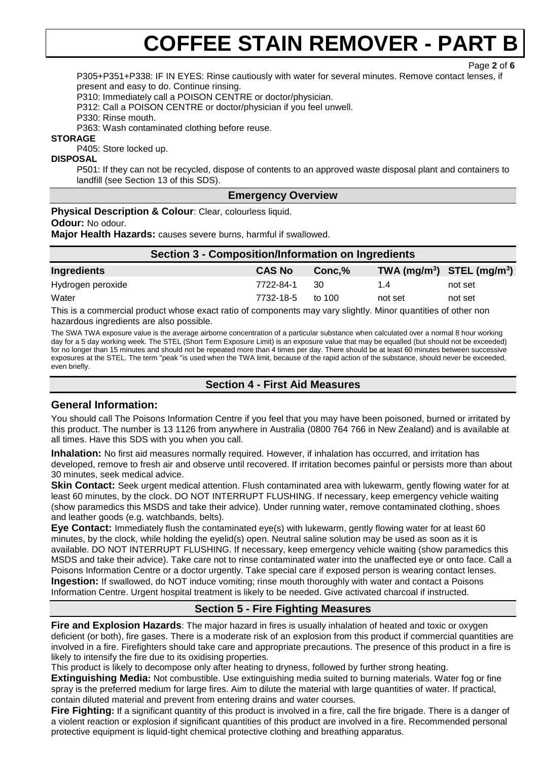P305+P351+P338: IF IN EYES: Rinse cautiously with water for several minutes. Remove contact lenses, if present and easy to do. Continue rinsing.

P310: Immediately call a POISON CENTRE or doctor/physician.

P312: Call a POISON CENTRE or doctor/physician if you feel unwell.

P330: Rinse mouth.

P363: Wash contaminated clothing before reuse.

**STORAGE**

P405: Store locked up.

**DISPOSAL**

P501: If they can not be recycled, dispose of contents to an approved waste disposal plant and containers to landfill (see Section 13 of this SDS).

## Emergency Overview

**Physical Description & Colour**: Clear, colourless liquid.

**Odour:** No odour.

**Major Health Hazards:** causes severe burns, harmful if swallowed.

## Section 3 - Composition/Information on Ingredients

| Ingredients | CAS No | Conc,% | TWA ($mg/m^3$) | STEL ($mg/m^3$) |
|---|---|---|---|---|
| Hydrogen peroxide | 7722-84-1 | 30 | 1.4 | not set |
| Water | 7732-18-5 | to 100 | not set | not set |

This is a commercial product whose exact ratio of components may vary slightly. Minor quantities of other non hazardous ingredients are also possible.

The SWA TWA exposure value is the average airborne concentration of a particular substance when calculated over a normal 8 hour working day for a 5 day working week. The STEL (Short Term Exposure Limit) is an exposure value that may be equalled (but should not be exceeded) for no longer than 15 minutes and should not be repeated more than 4 times per day. There should be at least 60 minutes between successive exposures at the STEL. The term "peak "is used when the TWA limit, because of the rapid action of the substance, should never be exceeded, even briefly.

## Section 4 - First Aid Measures

### General Information:

You should call The Poisons Information Centre if you feel that you may have been poisoned, burned or irritated by this product. The number is 13 1126 from anywhere in Australia (0800 764 766 in New Zealand) and is available at all times. Have this SDS with you when you call.

**Inhalation:** No first aid measures normally required. However, if inhalation has occurred, and irritation has developed, remove to fresh air and observe until recovered. If irritation becomes painful or persists more than about 30 minutes, seek medical advice.

**Skin Contact:** Seek urgent medical attention. Flush contaminated area with lukewarm, gently flowing water for at least 60 minutes, by the clock. DO NOT INTERRUPT FLUSHING. If necessary, keep emergency vehicle waiting (show paramedics this MSDS and take their advice). Under running water, remove contaminated clothing, shoes and leather goods (e.g. watchbands, belts).

**Eye Contact:** Immediately flush the contaminated eye(s) with lukewarm, gently flowing water for at least 60 minutes, by the clock, while holding the eyelid(s) open. Neutral saline solution may be used as soon as it is available. DO NOT INTERRUPT FLUSHING. If necessary, keep emergency vehicle waiting (show paramedics this MSDS and take their advice). Take care not to rinse contaminated water into the unaffected eye or onto face. Call a Poisons Information Centre or a doctor urgently. Take special care if exposed person is wearing contact lenses.

**Ingestion:** If swallowed, do NOT induce vomiting; rinse mouth thoroughly with water and contact a Poisons Information Centre. Urgent hospital treatment is likely to be needed. Give activated charcoal if instructed.

## Section 5 - Fire Fighting Measures

**Fire and Explosion Hazards**: The major hazard in fires is usually inhalation of heated and toxic or oxygen deficient (or both), fire gases. There is a moderate risk of an explosion from this product if commercial quantities are involved in a fire. Firefighters should take care and appropriate precautions. The presence of this product in a fire is likely to intensify the fire due to its oxidising properties.

This product is likely to decompose only after heating to dryness, followed by further strong heating.

**Extinguishing Media:** Not combustible. Use extinguishing media suited to burning materials. Water fog or fine spray is the preferred medium for large fires. Aim to dilute the material with large quantities of water. If practical, contain diluted material and prevent from entering drains and water courses.

**Fire Fighting:** If a significant quantity of this product is involved in a fire, call the fire brigade. There is a danger of a violent reaction or explosion if significant quantities of this product are involved in a fire. Recommended personal protective equipment is liquid-tight chemical protective clothing and breathing apparatus.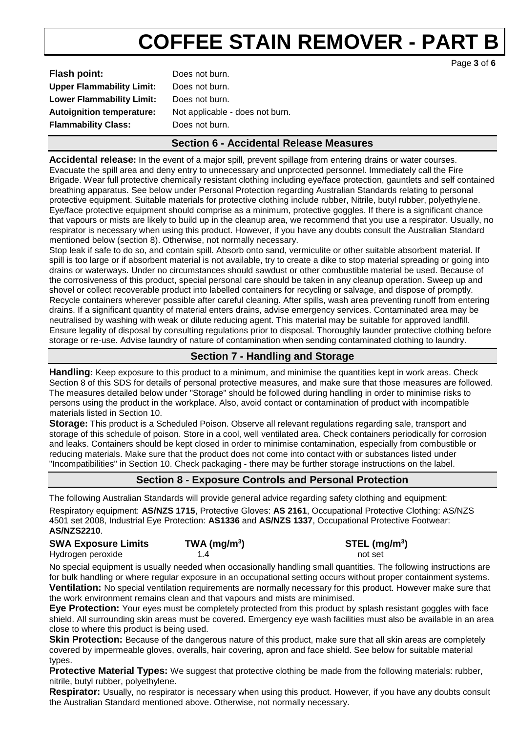| | |
|---|---|
| **Flash point:** | Does not burn. |
| **Upper Flammability Limit:** | Does not burn. |
| **Lower Flammability Limit:** | Does not burn. |
| **Autoignition temperature:** | Not applicable - does not burn. |
| **Flammability Class:** | Does not burn. |

## Section 6 - Accidental Release Measures

**Accidental release:** In the event of a major spill, prevent spillage from entering drains or water courses. Evacuate the spill area and deny entry to unnecessary and unprotected personnel. Immediately call the Fire Brigade. Wear full protective chemically resistant clothing including eye/face protection, gauntlets and self contained breathing apparatus. See below under Personal Protection regarding Australian Standards relating to personal protective equipment. Suitable materials for protective clothing include rubber, Nitrile, butyl rubber, polyethylene. Eye/face protective equipment should comprise as a minimum, protective goggles. If there is a significant chance that vapours or mists are likely to build up in the cleanup area, we recommend that you use a respirator. Usually, no respirator is necessary when using this product. However, if you have any doubts consult the Australian Standard mentioned below (section 8). Otherwise, not normally necessary.

Stop leak if safe to do so, and contain spill. Absorb onto sand, vermiculite or other suitable absorbent material. If spill is too large or if absorbent material is not available, try to create a dike to stop material spreading or going into drains or waterways. Under no circumstances should sawdust or other combustible material be used. Because of the corrosiveness of this product, special personal care should be taken in any cleanup operation. Sweep up and shovel or collect recoverable product into labelled containers for recycling or salvage, and dispose of promptly. Recycle containers wherever possible after careful cleaning. After spills, wash area preventing runoff from entering drains. If a significant quantity of material enters drains, advise emergency services. Contaminated area may be neutralised by washing with weak or dilute reducing agent. This material may be suitable for approved landfill. Ensure legality of disposal by consulting regulations prior to disposal. Thoroughly launder protective clothing before storage or re-use. Advise laundry of nature of contamination when sending contaminated clothing to laundry.

## Section 7 - Handling and Storage

**Handling:** Keep exposure to this product to a minimum, and minimise the quantities kept in work areas. Check Section 8 of this SDS for details of personal protective measures, and make sure that those measures are followed. The measures detailed below under "Storage" should be followed during handling in order to minimise risks to persons using the product in the workplace. Also, avoid contact or contamination of product with incompatible materials listed in Section 10.

**Storage:** This product is a Scheduled Poison. Observe all relevant regulations regarding sale, transport and storage of this schedule of poison. Store in a cool, well ventilated area. Check containers periodically for corrosion and leaks. Containers should be kept closed in order to minimise contamination, especially from combustible or reducing materials. Make sure that the product does not come into contact with or substances listed under "Incompatibilities" in Section 10. Check packaging - there may be further storage instructions on the label.

## Section 8 - Exposure Controls and Personal Protection

The following Australian Standards will provide general advice regarding safety clothing and equipment:

Respiratory equipment: **AS/NZS 1715**, Protective Gloves: **AS 2161**, Occupational Protective Clothing: AS/NZS 4501 set 2008, Industrial Eye Protection: **AS1336** and **AS/NZS 1337**, Occupational Protective Footwear: **AS/NZS2210**.

| **SWA Exposure Limits** | **TWA ($mg/m^3$)** | **STEL ($mg/m^3$)** |
|---|---|---|
| Hydrogen peroxide | 1.4 | not set |

No special equipment is usually needed when occasionally handling small quantities. The following instructions are for bulk handling or where regular exposure in an occupational setting occurs without proper containment systems.

**Ventilation:** No special ventilation requirements are normally necessary for this product. However make sure that the work environment remains clean and that vapours and mists are minimised.

**Eye Protection:** Your eyes must be completely protected from this product by splash resistant goggles with face shield. All surrounding skin areas must be covered. Emergency eye wash facilities must also be available in an area close to where this product is being used.

**Skin Protection:** Because of the dangerous nature of this product, make sure that all skin areas are completely covered by impermeable gloves, overalls, hair covering, apron and face shield. See below for suitable material types.

**Protective Material Types:** We suggest that protective clothing be made from the following materials: rubber, nitrile, butyl rubber, polyethylene.

**Respirator:** Usually, no respirator is necessary when using this product. However, if you have any doubts consult the Australian Standard mentioned above. Otherwise, not normally necessary.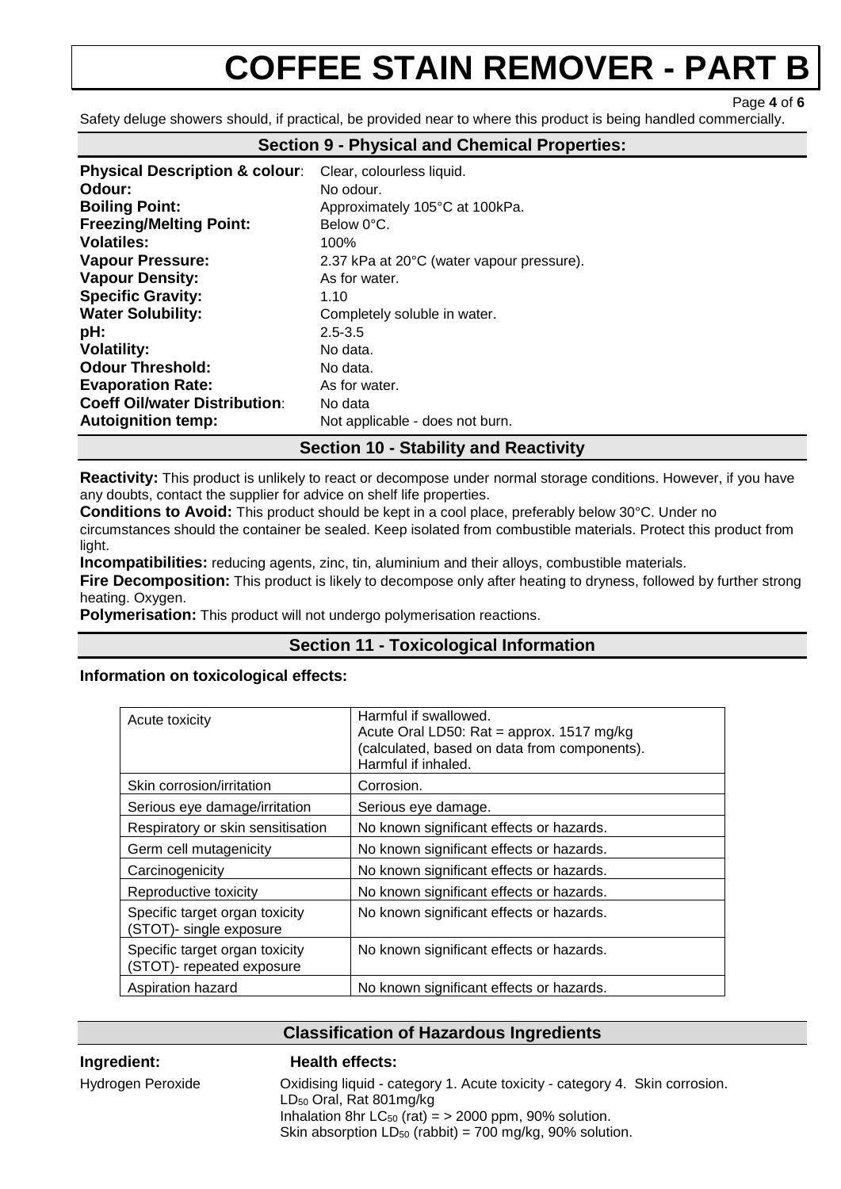Safety deluge showers should, if practical, be provided near to where this product is being handled commercially.

## Section 9 - Physical and Chemical Properties:

**Physical Description & colour**: Clear, colourless liquid.
**Odour:** No odour.
**Boiling Point:** Approximately 105°C at 100kPa.
**Freezing/Melting Point:** Below 0°C.
**Volatiles:** 100%
**Vapour Pressure:** 2.37 kPa at 20°C (water vapour pressure).
**Vapour Density:** As for water.
**Specific Gravity:** 1.10
**Water Solubility:** Completely soluble in water.
**pH:** 2.5-3.5
**Volatility:** No data.
**Odour Threshold:** No data.
**Evaporation Rate:** As for water.
**Coeff Oil/water Distribution**: No data
**Autoignition temp:** Not applicable - does not burn.

## Section 10 - Stability and Reactivity

**Reactivity:** This product is unlikely to react or decompose under normal storage conditions. However, if you have any doubts, contact the supplier for advice on shelf life properties.
**Conditions to Avoid:** This product should be kept in a cool place, preferably below 30°C. Under no circumstances should the container be sealed. Keep isolated from combustible materials. Protect this product from light.
**Incompatibilities:** reducing agents, zinc, tin, aluminium and their alloys, combustible materials.
**Fire Decomposition:** This product is likely to decompose only after heating to dryness, followed by further strong heating. Oxygen.
**Polymerisation:** This product will not undergo polymerisation reactions.

## Section 11 - Toxicological Information

**Information on toxicological effects:**

| | |
|---|---|
| Acute toxicity | Harmful if swallowed.<br>Acute Oral LD50: Rat = approx. 1517 mg/kg (calculated, based on data from components).<br>Harmful if inhaled. |
| Skin corrosion/irritation | Corrosion. |
| Serious eye damage/irritation | Serious eye damage. |
| Respiratory or skin sensitisation | No known significant effects or hazards. |
| Germ cell mutagenicity | No known significant effects or hazards. |
| Carcinogenicity | No known significant effects or hazards. |
| Reproductive toxicity | No known significant effects or hazards. |
| Specific target organ toxicity (STOT)- single exposure | No known significant effects or hazards. |
| Specific target organ toxicity (STOT)- repeated exposure | No known significant effects or hazards. |
| Aspiration hazard | No known significant effects or hazards. |

## Classification of Hazardous Ingredients

| Ingredient: | Health effects: |
|---|---|
| Hydrogen Peroxide | Oxidising liquid - category 1. Acute toxicity - category 4. Skin corrosion.<br>$LD_{50}$ Oral, Rat 801mg/kg<br>Inhalation 8hr $LC_{50}$ (rat) = > 2000 ppm, 90% solution.<br>Skin absorption $LD_{50}$ (rabbit) = 700 mg/kg, 90% solution. |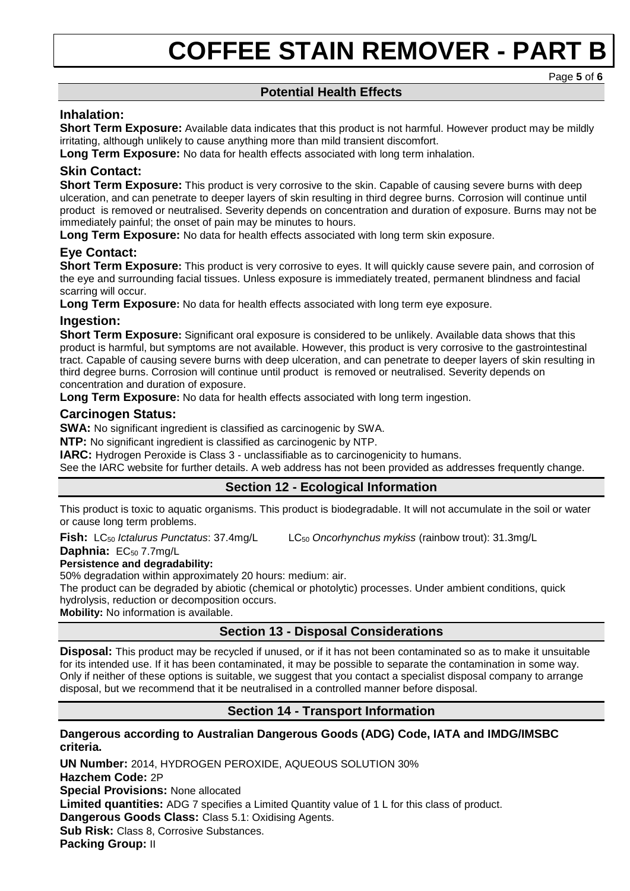## Potential Health Effects

### Inhalation:

**Short Term Exposure:** Available data indicates that this product is not harmful. However product may be mildly irritating, although unlikely to cause anything more than mild transient discomfort.

**Long Term Exposure:** No data for health effects associated with long term inhalation.

### Skin Contact:

**Short Term Exposure:** This product is very corrosive to the skin. Capable of causing severe burns with deep ulceration, and can penetrate to deeper layers of skin resulting in third degree burns. Corrosion will continue until product is removed or neutralised. Severity depends on concentration and duration of exposure. Burns may not be immediately painful; the onset of pain may be minutes to hours.

**Long Term Exposure:** No data for health effects associated with long term skin exposure.

### Eye Contact:

**Short Term Exposure:** This product is very corrosive to eyes. It will quickly cause severe pain, and corrosion of the eye and surrounding facial tissues. Unless exposure is immediately treated, permanent blindness and facial scarring will occur.

**Long Term Exposure:** No data for health effects associated with long term eye exposure.

### Ingestion:

**Short Term Exposure:** Significant oral exposure is considered to be unlikely. Available data shows that this product is harmful, but symptoms are not available. However, this product is very corrosive to the gastrointestinal tract. Capable of causing severe burns with deep ulceration, and can penetrate to deeper layers of skin resulting in third degree burns. Corrosion will continue until product is removed or neutralised. Severity depends on concentration and duration of exposure.

**Long Term Exposure:** No data for health effects associated with long term ingestion.

### Carcinogen Status:

**SWA:** No significant ingredient is classified as carcinogenic by SWA.

**NTP:** No significant ingredient is classified as carcinogenic by NTP.

**IARC:** Hydrogen Peroxide is Class 3 - unclassifiable as to carcinogenicity to humans.

See the IARC website for further details. A web address has not been provided as addresses frequently change.

## Section 12 - Ecological Information

This product is toxic to aquatic organisms. This product is biodegradable. It will not accumulate in the soil or water or cause long term problems.

**Fish:** $LC_{50}$ *Ictalurus Punctatus*: 37.4mg/L $LC_{50}$ *Oncorhynchus mykiss* (rainbow trout): 31.3mg/L

**Daphnia:** $EC_{50}$ 7.7mg/L

**Persistence and degradability:**

50% degradation within approximately 20 hours: medium: air.

The product can be degraded by abiotic (chemical or photolytic) processes. Under ambient conditions, quick hydrolysis, reduction or decomposition occurs.

**Mobility:** No information is available.

## Section 13 - Disposal Considerations

**Disposal:** This product may be recycled if unused, or if it has not been contaminated so as to make it unsuitable for its intended use. If it has been contaminated, it may be possible to separate the contamination in some way. Only if neither of these options is suitable, we suggest that you contact a specialist disposal company to arrange disposal, but we recommend that it be neutralised in a controlled manner before disposal.

## Section 14 - Transport Information

**Dangerous according to Australian Dangerous Goods (ADG) Code, IATA and IMDG/IMSBC criteria.**

**UN Number:** 2014, HYDROGEN PEROXIDE, AQUEOUS SOLUTION 30%

**Hazchem Code:** 2P

**Special Provisions:** None allocated

**Limited quantities:** ADG 7 specifies a Limited Quantity value of 1 L for this class of product.

**Dangerous Goods Class:** Class 5.1: Oxidising Agents.

**Sub Risk:** Class 8, Corrosive Substances.

**Packing Group:** II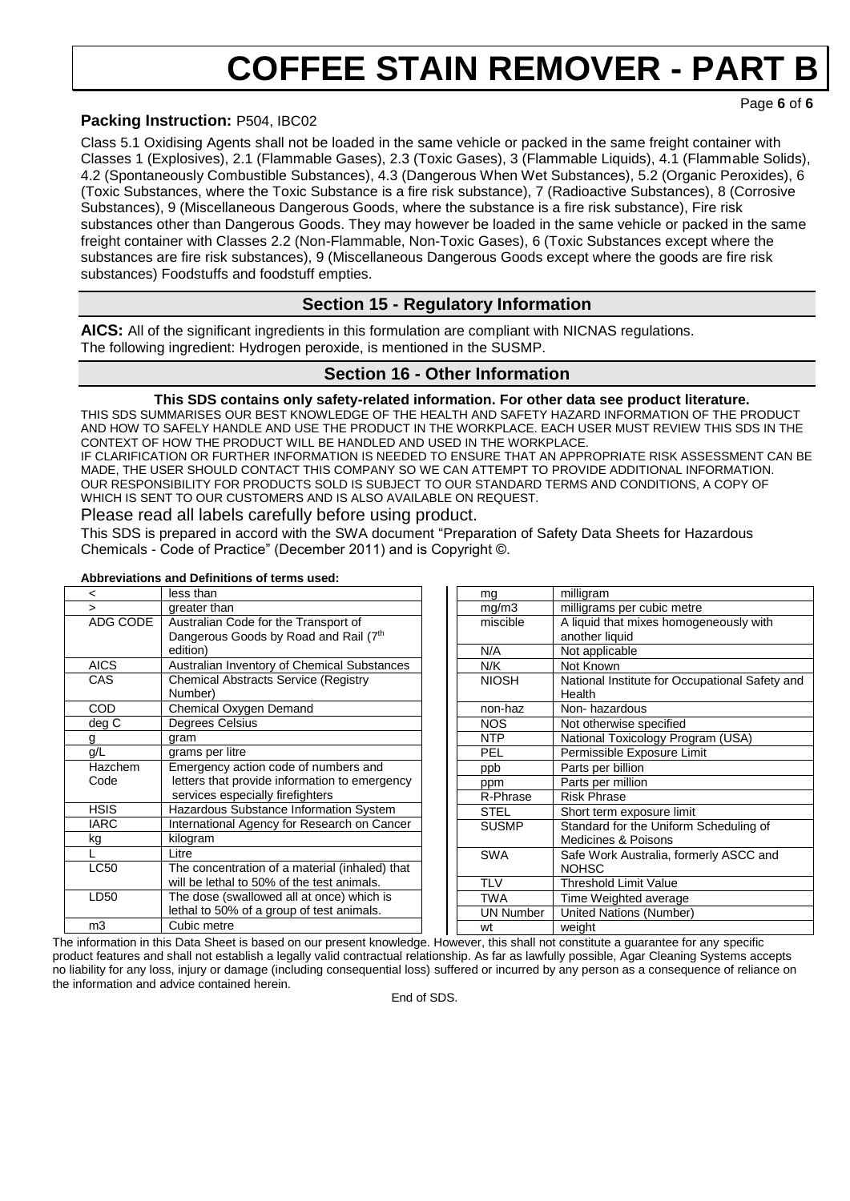**Packing Instruction:** P504, IBC02

Class 5.1 Oxidising Agents shall not be loaded in the same vehicle or packed in the same freight container with Classes 1 (Explosives), 2.1 (Flammable Gases), 2.3 (Toxic Gases), 3 (Flammable Liquids), 4.1 (Flammable Solids), 4.2 (Spontaneously Combustible Substances), 4.3 (Dangerous When Wet Substances), 5.2 (Organic Peroxides), 6 (Toxic Substances, where the Toxic Substance is a fire risk substance), 7 (Radioactive Substances), 8 (Corrosive Substances), 9 (Miscellaneous Dangerous Goods, where the substance is a fire risk substance), Fire risk substances other than Dangerous Goods. They may however be loaded in the same vehicle or packed in the same freight container with Classes 2.2 (Non-Flammable, Non-Toxic Gases), 6 (Toxic Substances except where the substances are fire risk substances), 9 (Miscellaneous Dangerous Goods except where the goods are fire risk substances) Foodstuffs and foodstuff empties.

## Section 15 - Regulatory Information

**AICS:** All of the significant ingredients in this formulation are compliant with NICNAS regulations.
The following ingredient: Hydrogen peroxide, is mentioned in the SUSMP.

## Section 16 - Other Information

**This SDS contains only safety-related information. For other data see product literature.**

THIS SDS SUMMARISES OUR BEST KNOWLEDGE OF THE HEALTH AND SAFETY HAZARD INFORMATION OF THE PRODUCT AND HOW TO SAFELY HANDLE AND USE THE PRODUCT IN THE WORKPLACE. EACH USER MUST REVIEW THIS SDS IN THE CONTEXT OF HOW THE PRODUCT WILL BE HANDLED AND USED IN THE WORKPLACE.
IF CLARIFICATION OR FURTHER INFORMATION IS NEEDED TO ENSURE THAT AN APPROPRIATE RISK ASSESSMENT CAN BE MADE, THE USER SHOULD CONTACT THIS COMPANY SO WE CAN ATTEMPT TO PROVIDE ADDITIONAL INFORMATION.
OUR RESPONSIBILITY FOR PRODUCTS SOLD IS SUBJECT TO OUR STANDARD TERMS AND CONDITIONS, A COPY OF WHICH IS SENT TO OUR CUSTOMERS AND IS ALSO AVAILABLE ON REQUEST.

Please read all labels carefully before using product.

This SDS is prepared in accord with the SWA document "Preparation of Safety Data Sheets for Hazardous Chemicals - Code of Practice" (December 2011) and is Copyright ©.

**Abbreviations and Definitions of terms used:**

| | |
|---|---|
| < | less than |
| > | greater than |
| ADG CODE | Australian Code for the Transport of Dangerous Goods by Road and Rail (7th edition) |
| AICS | Australian Inventory of Chemical Substances |
| CAS | Chemical Abstracts Service (Registry Number) |
| COD | Chemical Oxygen Demand |
| deg C | Degrees Celsius |
| g | gram |
| g/L | grams per litre |
| Hazchem Code | Emergency action code of numbers and letters that provide information to emergency services especially firefighters |
| HSIS | Hazardous Substance Information System |
| IARC | International Agency for Research on Cancer |
| kg | kilogram |
| L | Litre |
| LC50 | The concentration of a material (inhaled) that will be lethal to 50% of the test animals. |
| LD50 | The dose (swallowed all at once) which is lethal to 50% of a group of test animals. |
| m3 | Cubic metre |
| mg | milligram |
| mg/m3 | milligrams per cubic metre |
| miscible | A liquid that mixes homogeneously with another liquid |
| N/A | Not applicable |
| N/K | Not Known |
| NIOSH | National Institute for Occupational Safety and Health |
| non-haz | Non- hazardous |
| NOS | Not otherwise specified |
| NTP | National Toxicology Program (USA) |
| PEL | Permissible Exposure Limit |
| ppb | Parts per billion |
| ppm | Parts per million |
| R-Phrase | Risk Phrase |
| STEL | Short term exposure limit |
| SUSMP | Standard for the Uniform Scheduling of Medicines & Poisons |
| SWA | Safe Work Australia, formerly ASCC and NOHSC |
| TLV | Threshold Limit Value |
| TWA | Time Weighted average |
| UN Number | United Nations (Number) |
| wt | weight |

The information in this Data Sheet is based on our present knowledge. However, this shall not constitute a guarantee for any specific product features and shall not establish a legally valid contractual relationship. As far as lawfully possible, Agar Cleaning Systems accepts no liability for any loss, injury or damage (including consequential loss) suffered or incurred by any person as a consequence of reliance on the information and advice contained herein.

End of SDS.